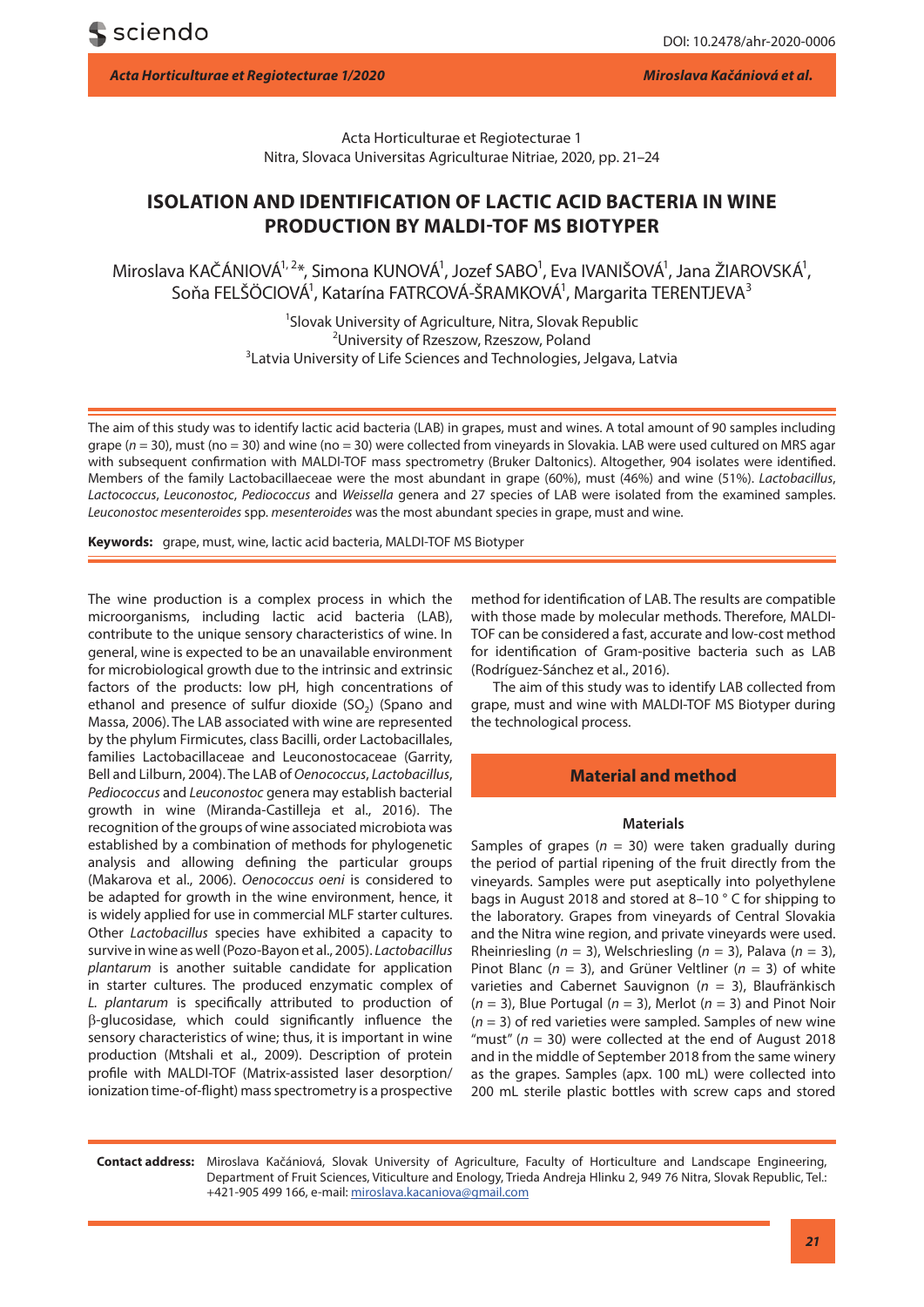Acta Horticulturae et Regiotecturae 1
Nitra, Slovaca Universitas Agriculturae Nitriae, 2020, pp. 21–24

# ISOLATION AND IDENTIFICATION OF LACTIC ACID BACTERIA IN WINE PRODUCTION BY MALDI-TOF MS BIOTYPER

Miroslava KAČÁNIOVÁ[1, 2]*, Simona KUNOVÁ[1], Jozef SABO[1], Eva IVANIŠOVÁ[1], Jana ŽIAROVSKÁ[1], Soňa FELŠÖCIOVÁ[1], Katarína FATRCOVÁ-ŠRAMKOVÁ[1], Margarita TERENTJEVA[3]

[1]Slovak University of Agriculture, Nitra, Slovak Republic
[2]University of Rzeszow, Rzeszow, Poland
[3]Latvia University of Life Sciences and Technologies, Jelgava, Latvia

The aim of this study was to identify lactic acid bacteria (LAB) in grapes, must and wines. A total amount of 90 samples including grape (*n* = 30), must (no = 30) and wine (no = 30) were collected from vineyards in Slovakia. LAB were used cultured on MRS agar with subsequent confirmation with MALDI-TOF mass spectrometry (Bruker Daltonics). Altogether, 904 isolates were identified. Members of the family Lactobacillaeceae were the most abundant in grape (60%), must (46%) and wine (51%). *Lactobacillus*, *Lactococcus*, *Leuconostoc*, *Pediococcus* and *Weissella* genera and 27 species of LAB were isolated from the examined samples. *Leuconostoc mesenteroides* spp. *mesenteroides* was the most abundant species in grape, must and wine.

**Keywords:** grape, must, wine, lactic acid bacteria, MALDI-TOF MS Biotyper

The wine production is a complex process in which the microorganisms, including lactic acid bacteria (LAB), contribute to the unique sensory characteristics of wine. In general, wine is expected to be an unavailable environment for microbiological growth due to the intrinsic and extrinsic factors of the products: low pH, high concentrations of ethanol and presence of sulfur dioxide ($SO_2$) (Spano and Massa, 2006). The LAB associated with wine are represented by the phylum Firmicutes, class Bacilli, order Lactobacillales, families Lactobacillaceae and Leuconostocaceae (Garrity, Bell and Lilburn, 2004). The LAB of *Oenococcus*, *Lactobacillus*, *Pediococcus* and *Leuconostoc* genera may establish bacterial growth in wine (Miranda-Castilleja et al., 2016). The recognition of the groups of wine associated microbiota was established by a combination of methods for phylogenetic analysis and allowing defining the particular groups (Makarova et al., 2006). *Oenococcus oeni* is considered to be adapted for growth in the wine environment, hence, it is widely applied for use in commercial MLF starter cultures. Other *Lactobacillus* species have exhibited a capacity to survive in wine as well (Pozo-Bayon et al., 2005). *Lactobacillus plantarum* is another suitable candidate for application in starter cultures. The produced enzymatic complex of *L. plantarum* is specifically attributed to production of β-glucosidase, which could significantly influence the sensory characteristics of wine; thus, it is important in wine production (Mtshali et al., 2009). Description of protein profile with MALDI-TOF (Matrix-assisted laser desorption/ionization time-of-flight) mass spectrometry is a prospective method for identification of LAB. The results are compatible with those made by molecular methods. Therefore, MALDI-TOF can be considered a fast, accurate and low-cost method for identification of Gram-positive bacteria such as LAB (Rodríguez-Sánchez et al., 2016).

The aim of this study was to identify LAB collected from grape, must and wine with MALDI-TOF MS Biotyper during the technological process.

## Material and method

### Materials

Samples of grapes (*n* = 30) were taken gradually during the period of partial ripening of the fruit directly from the vineyards. Samples were put aseptically into polyethylene bags in August 2018 and stored at 8–10 °C for shipping to the laboratory. Grapes from vineyards of Central Slovakia and the Nitra wine region, and private vineyards were used. Rheinriesling (*n* = 3), Welschriesling (*n* = 3), Palava (*n* = 3), Pinot Blanc (*n* = 3), and Grüner Veltliner (*n* = 3) of white varieties and Cabernet Sauvignon (*n* = 3), Blaufränkisch (*n* = 3), Blue Portugal (*n* = 3), Merlot (*n* = 3) and Pinot Noir (*n* = 3) of red varieties were sampled. Samples of new wine "must" (*n* = 30) were collected at the end of August 2018 and in the middle of September 2018 from the same winery as the grapes. Samples (apx. 100 mL) were collected into 200 mL sterile plastic bottles with screw caps and stored

**Contact address:** Miroslava Kačániová, Slovak University of Agriculture, Faculty of Horticulture and Landscape Engineering, Department of Fruit Sciences, Viticulture and Enology, Trieda Andreja Hlinku 2, 949 76 Nitra, Slovak Republic, Tel.: +421-905 499 166, e-mail: miroslava.kacaniova@gmail.com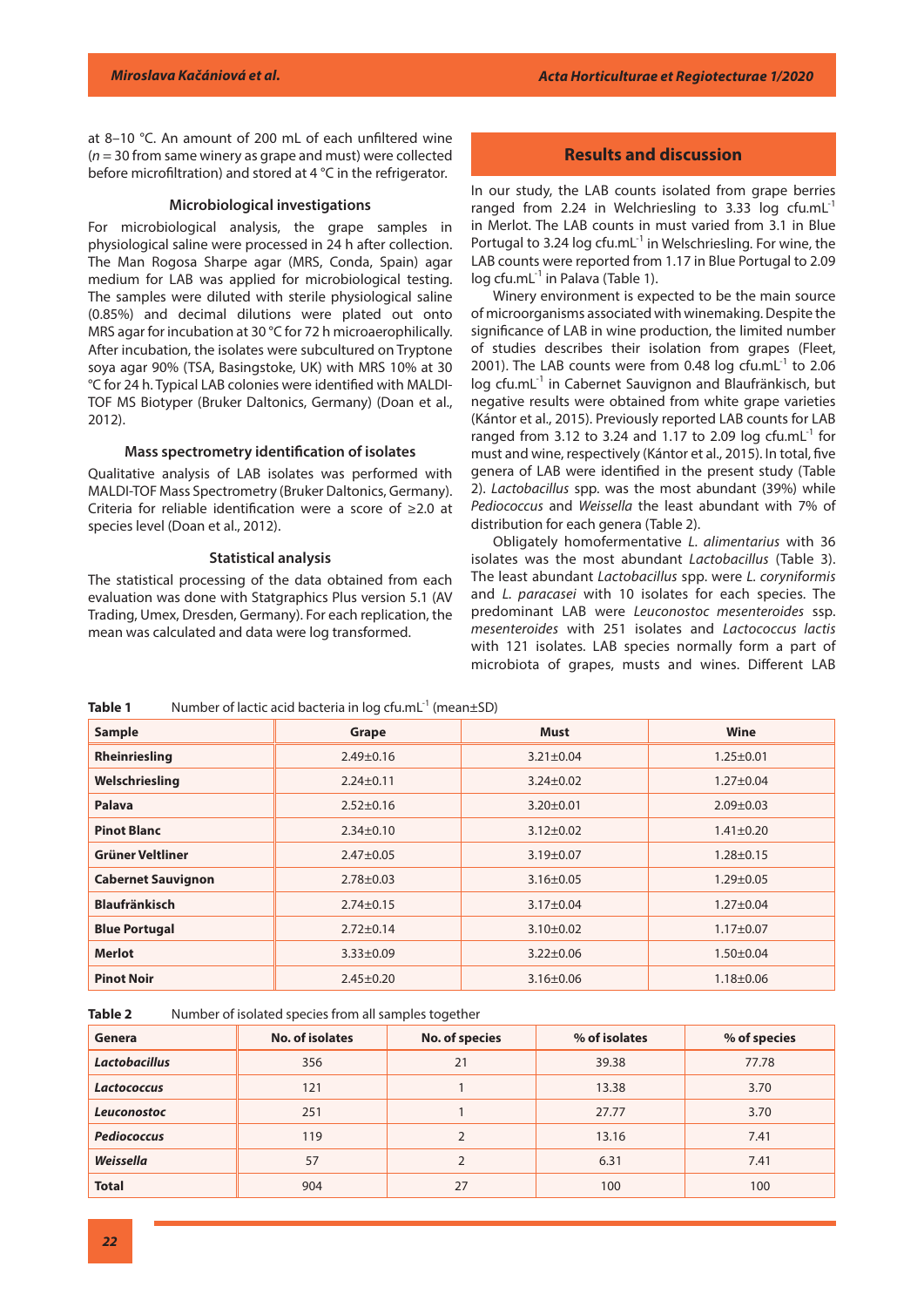at 8–10 °C. An amount of 200 mL of each unfiltered wine (*n* = 30 from same winery as grape and must) were collected before microfiltration) and stored at 4 °C in the refrigerator.

### Microbiological investigations

For microbiological analysis, the grape samples in physiological saline were processed in 24 h after collection. The Man Rogosa Sharpe agar (MRS, Conda, Spain) agar medium for LAB was applied for microbiological testing. The samples were diluted with sterile physiological saline (0.85%) and decimal dilutions were plated out onto MRS agar for incubation at 30 °C for 72 h microaerophilically. After incubation, the isolates were subcultured on Tryptone soya agar 90% (TSA, Basingstoke, UK) with MRS 10% at 30 °C for 24 h. Typical LAB colonies were identified with MALDI-TOF MS Biotyper (Bruker Daltonics, Germany) (Doan et al., 2012).

### Mass spectrometry identification of isolates

Qualitative analysis of LAB isolates was performed with MALDI-TOF Mass Spectrometry (Bruker Daltonics, Germany). Criteria for reliable identification were a score of ≥2.0 at species level (Doan et al., 2012).

### Statistical analysis

The statistical processing of the data obtained from each evaluation was done with Statgraphics Plus version 5.1 (AV Trading, Umex, Dresden, Germany). For each replication, the mean was calculated and data were log transformed.

## Results and discussion

In our study, the LAB counts isolated from grape berries ranged from 2.24 in Welchriesling to 3.33 log cfu.mL$^{-1}$ in Merlot. The LAB counts in must varied from 3.1 in Blue Portugal to 3.24 log cfu.mL$^{-1}$ in Welschriesling. For wine, the LAB counts were reported from 1.17 in Blue Portugal to 2.09 log cfu.mL$^{-1}$ in Palava (Table 1).

Winery environment is expected to be the main source of microorganisms associated with winemaking. Despite the significance of LAB in wine production, the limited number of studies describes their isolation from grapes (Fleet, 2001). The LAB counts were from 0.48 log cfu.mL$^{-1}$ to 2.06 log cfu.mL$^{-1}$ in Cabernet Sauvignon and Blaufränkisch, but negative results were obtained from white grape varieties (Kántor et al., 2015). Previously reported LAB counts for LAB ranged from 3.12 to 3.24 and 1.17 to 2.09 log cfu.mL$^{-1}$ for must and wine, respectively (Kántor et al., 2015). In total, five genera of LAB were identified in the present study (Table 2). *Lactobacillus* spp. was the most abundant (39%) while *Pediococcus* and *Weissella* the least abundant with 7% of distribution for each genera (Table 2).

Obligately homofermentative *L. alimentarius* with 36 isolates was the most abundant *Lactobacillus* (Table 3). The least abundant *Lactobacillus* spp. were *L. coryniformis* and *L. paracasei* with 10 isolates for each species. The predominant LAB were *Leuconostoc mesenteroides* ssp. *mesenteroides* with 251 isolates and *Lactococcus lactis* with 121 isolates. LAB species normally form a part of microbiota of grapes, musts and wines. Different LAB

**Table 1** Number of lactic acid bacteria in log cfu.mL$^{-1}$ (mean±SD)

| Sample | Grape | Must | Wine |
|---|---|---|---|
| **Rheinriesling** | 2.49±0.16 | 3.21±0.04 | 1.25±0.01 |
| **Welschriesling** | 2.24±0.11 | 3.24±0.02 | 1.27±0.04 |
| **Palava** | 2.52±0.16 | 3.20±0.01 | 2.09±0.03 |
| **Pinot Blanc** | 2.34±0.10 | 3.12±0.02 | 1.41±0.20 |
| **Grüner Veltliner** | 2.47±0.05 | 3.19±0.07 | 1.28±0.15 |
| **Cabernet Sauvignon** | 2.78±0.03 | 3.16±0.05 | 1.29±0.05 |
| **Blaufränkisch** | 2.74±0.15 | 3.17±0.04 | 1.27±0.04 |
| **Blue Portugal** | 2.72±0.14 | 3.10±0.02 | 1.17±0.07 |
| **Merlot** | 3.33±0.09 | 3.22±0.06 | 1.50±0.04 |
| **Pinot Noir** | 2.45±0.20 | 3.16±0.06 | 1.18±0.06 |

**Table 2** Number of isolated species from all samples together

| Genera | No. of isolates | No. of species | % of isolates | % of species |
|---|---|---|---|---|
| ***Lactobacillus*** | 356 | 21 | 39.38 | 77.78 |
| ***Lactococcus*** | 121 | 1 | 13.38 | 3.70 |
| ***Leuconostoc*** | 251 | 1 | 27.77 | 3.70 |
| ***Pediococcus*** | 119 | 2 | 13.16 | 7.41 |
| ***Weissella*** | 57 | 2 | 6.31 | 7.41 |
| **Total** | 904 | 27 | 100 | 100 |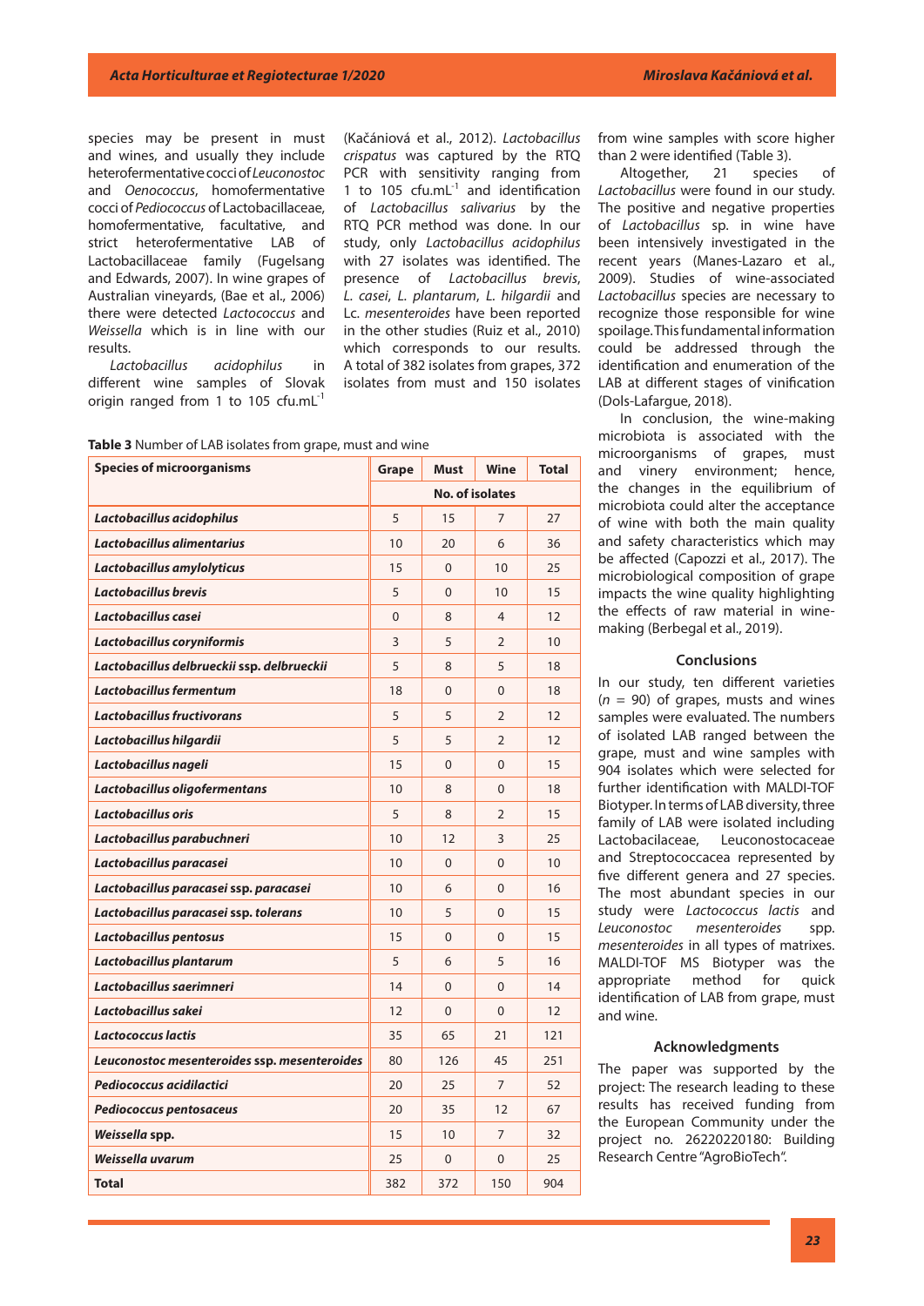species may be present in must and wines, and usually they include heterofermentative cocci of *Leuconostoc* and *Oenococcus*, homofermentative cocci of *Pediococcus* of Lactobacillaceae, homofermentative, facultative, and strict heterofermentative LAB of Lactobacillaceae family (Fugelsang and Edwards, 2007). In wine grapes of Australian vineyards, (Bae et al., 2006) there were detected *Lactococcus* and *Weissella* which is in line with our results.

*Lactobacillus acidophilus* in different wine samples of Slovak origin ranged from 1 to 105 cfu.mL$^{-1}$ (Kačániová et al., 2012). *Lactobacillus crispatus* was captured by the RTQ PCR with sensitivity ranging from 1 to 105 cfu.mL$^{-1}$ and identification of *Lactobacillus salivarius* by the RTQ PCR method was done. In our study, only *Lactobacillus acidophilus* with 27 isolates was identified. The presence of *Lactobacillus brevis*, *L. casei*, *L. plantarum*, *L. hilgardii* and Lc. *mesenteroides* have been reported in the other studies (Ruiz et al., 2010) which corresponds to our results. A total of 382 isolates from grapes, 372 isolates from must and 150 isolates from wine samples with score higher than 2 were identified (Table 3).

**Table 3** Number of LAB isolates from grape, must and wine

| Species of microorganisms | Grape | Must | Wine | Total |
|---|---|---|---|---|
| | No. of isolates | | | |
| ***Lactobacillus acidophilus*** | 5 | 15 | 7 | 27 |
| ***Lactobacillus alimentarius*** | 10 | 20 | 6 | 36 |
| ***Lactobacillus amylolyticus*** | 15 | 0 | 10 | 25 |
| ***Lactobacillus brevis*** | 5 | 0 | 10 | 15 |
| ***Lactobacillus casei*** | 0 | 8 | 4 | 12 |
| ***Lactobacillus coryniformis*** | 3 | 5 | 2 | 10 |
| ***Lactobacillus delbrueckii* ssp. *delbrueckii*** | 5 | 8 | 5 | 18 |
| ***Lactobacillus fermentum*** | 18 | 0 | 0 | 18 |
| ***Lactobacillus fructivorans*** | 5 | 5 | 2 | 12 |
| ***Lactobacillus hilgardii*** | 5 | 5 | 2 | 12 |
| ***Lactobacillus nageli*** | 15 | 0 | 0 | 15 |
| ***Lactobacillus oligofermentans*** | 10 | 8 | 0 | 18 |
| ***Lactobacillus oris*** | 5 | 8 | 2 | 15 |
| ***Lactobacillus parabuchneri*** | 10 | 12 | 3 | 25 |
| ***Lactobacillus paracasei*** | 10 | 0 | 0 | 10 |
| ***Lactobacillus paracasei* ssp. *paracasei*** | 10 | 6 | 0 | 16 |
| ***Lactobacillus paracasei* ssp. *tolerans*** | 10 | 5 | 0 | 15 |
| ***Lactobacillus pentosus*** | 15 | 0 | 0 | 15 |
| ***Lactobacillus plantarum*** | 5 | 6 | 5 | 16 |
| ***Lactobacillus saerimneri*** | 14 | 0 | 0 | 14 |
| ***Lactobacillus sakei*** | 12 | 0 | 0 | 12 |
| ***Lactococcus lactis*** | 35 | 65 | 21 | 121 |
| ***Leuconostoc mesenteroides* ssp. *mesenteroides*** | 80 | 126 | 45 | 251 |
| ***Pediococcus acidilactici*** | 20 | 25 | 7 | 52 |
| ***Pediococcus pentosaceus*** | 20 | 35 | 12 | 67 |
| ***Weissella* spp.** | 15 | 10 | 7 | 32 |
| ***Weissella uvarum*** | 25 | 0 | 0 | 25 |
| **Total** | 382 | 372 | 150 | 904 |

Altogether, 21 species of *Lactobacillus* were found in our study. The positive and negative properties of *Lactobacillus* sp. in wine have been intensively investigated in the recent years (Manes-Lazaro et al., 2009). Studies of wine-associated *Lactobacillus* species are necessary to recognize those responsible for wine spoilage. This fundamental information could be addressed through the identification and enumeration of the LAB at different stages of vinification (Dols-Lafargue, 2018).

In conclusion, the wine-making microbiota is associated with the microorganisms of grapes, must and vinery environment; hence, the changes in the equilibrium of microbiota could alter the acceptance of wine with both the main quality and safety characteristics which may be affected (Capozzi et al., 2017). The microbiological composition of grape impacts the wine quality highlighting the effects of raw material in wine-making (Berbegal et al., 2019).

## Conclusions

In our study, ten different varieties ($n$ = 90) of grapes, musts and wines samples were evaluated. The numbers of isolated LAB ranged between the grape, must and wine samples with 904 isolates which were selected for further identification with MALDI-TOF Biotyper. In terms of LAB diversity, three family of LAB were isolated including Lactobacilaceae, Leuconostocaceae and Streptococcacea represented by five different genera and 27 species. The most abundant species in our study were *Lactococcus lactis* and *Leuconostoc mesenteroides* spp. *mesenteroides* in all types of matrixes. MALDI-TOF MS Biotyper was the appropriate method for quick identification of LAB from grape, must and wine.

## Acknowledgments

The paper was supported by the project: The research leading to these results has received funding from the European Community under the project no. 26220220180: Building Research Centre "AgroBioTech".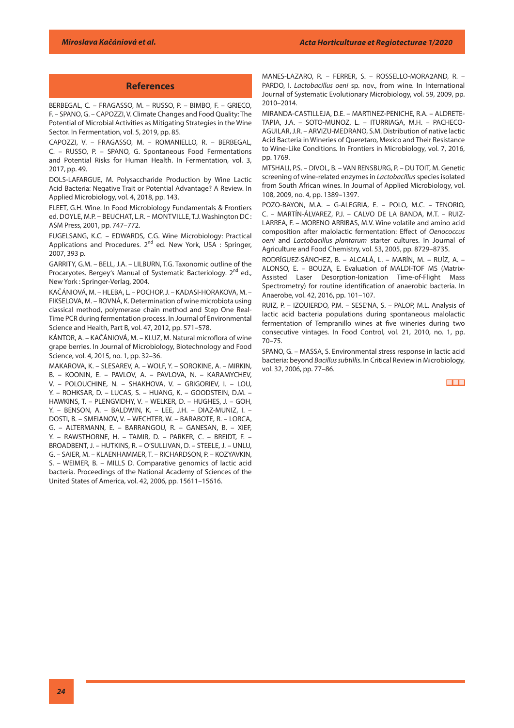## References

BERBEGAL, C. – FRAGASSO, M. – RUSSO, P. – BIMBO, F. – GRIECO, F. – SPANO, G. – CAPOZZI, V. Climate Changes and Food Quality: The Potential of Microbial Activities as Mitigating Strategies in the Wine Sector. In Fermentation, vol. 5, 2019, pp. 85.

CAPOZZI, V. – FRAGASSO, M. – ROMANIELLO, R. – BERBEGAL, C. – RUSSO, P. – SPANO, G. Spontaneous Food Fermentations and Potential Risks for Human Health. In Fermentation, vol. 3, 2017, pp. 49.

DOLS-LAFARGUE, M. Polysaccharide Production by Wine Lactic Acid Bacteria: Negative Trait or Potential Advantage? A Review. In Applied Microbiology, vol. 4, 2018, pp. 143.

FLEET, G.H. Wine. In Food Microbiology Fundamentals & Frontiers ed. DOYLE, M.P. – BEUCHAT, L.R. – MONTVILLE, T.J. Washington DC : ASM Press, 2001, pp. 747–772.

FUGELSANG, K.C. – EDWARDS, C.G. Wine Microbiology: Practical Applications and Procedures. 2nd ed. New York, USA : Springer, 2007, 393 p.

GARRITY, G.M. – BELL, J.A. – LILBURN, T.G. Taxonomic outline of the Procaryotes. Bergey's Manual of Systematic Bacteriology. 2nd ed., New York : Springer-Verlag, 2004.

KAČÁNIOVÁ, M. – HLEBA, L. – POCHOP, J. – KADASI-HORAKOVA, M. – FIKSELOVA, M. – ROVNÁ, K. Determination of wine microbiota using classical method, polymerase chain method and Step One Real-Time PCR during fermentation process. In Journal of Environmental Science and Health, Part B, vol. 47, 2012, pp. 571–578.

KÁNTOR, A. – KAČÁNIOVÁ, M. – KLUZ, M. Natural microflora of wine grape berries. In Journal of Microbiology, Biotechnology and Food Science, vol. 4, 2015, no. 1, pp. 32–36.

MAKAROVA, K. – SLESAREV, A. – WOLF, Y. – SOROKINE, A. – MIRKIN, B. – KOONIN, E. – PAVLOV, A. – PAVLOVA, N. – KARAMYCHEV, V. – POLOUCHINE, N. – SHAKHOVA, V. – GRIGORIEV, I. – LOU, Y. – ROHKSAR, D. – LUCAS, S. – HUANG, K. – GOODSTEIN, D.M. – HAWKINS, T. – PLENGVIDHY, V. – WELKER, D. – HUGHES, J. – GOH, Y. – BENSON, A. – BALDWIN, K. – LEE, J.H. – DIAZ-MUNIZ, I. – DOSTI, B. – SMEIANOV, V. – WECHTER, W. – BARABOTE, R. – LORCA, G. – ALTERMANN, E. – BARRANGOU, R. – GANESAN, B. – XIEF, Y. – RAWSTHORNE, H. – TAMIR, D. – PARKER, C. – BREIDT, F. – BROADBENT, J. – HUTKINS, R. – O'SULLIVAN, D. – STEELE, J. – UNLU, G. – SAIER, M. – KLAENHAMMER, T. – RICHARDSON, P. – KOZYAVKIN, S. – WEIMER, B. – MILLS D. Comparative genomics of lactic acid bacteria. Proceedings of the National Academy of Sciences of the United States of America, vol. 42, 2006, pp. 15611–15616.

MANES-LAZARO, R. – FERRER, S. – ROSSELLO-MORA2AND, R. – PARDO, I. *Lactobacillus oeni* sp. nov., from wine. In International Journal of Systematic Evolutionary Microbiology, vol. 59, 2009, pp. 2010–2014.

MIRANDA-CASTILLEJA, D.E. – MARTINEZ-PENICHE, R.A. – ALDRETE-TAPIA, J.A. – SOTO-MUNOZ, L. – ITURRIAGA, M.H. – PACHECO-AGUILAR, J.R. – ARVIZU-MEDRANO, S.M. Distribution of native lactic Acid Bacteria in Wineries of Queretaro, Mexico and Their Resistance to Wine-Like Conditions. In Frontiers in Microbiology, vol. 7, 2016, pp. 1769.

MTSHALI, P.S. – DIVOL, B. – VAN RENSBURG, P. – DU TOIT, M. Genetic screening of wine-related enzymes in *Lactobacillus* species isolated from South African wines. In Journal of Applied Microbiology, vol. 108, 2009, no. 4, pp. 1389–1397.

POZO-BAYON, M.A. – G-ALEGRIA, E. – POLO, M.C. – TENORIO, C. – MARTÍN-ÁLVAREZ, P.J. – CALVO DE LA BANDA, M.T. – RUIZ-LARREA, F. – MORENO ARRIBAS, M.V. Wine volatile and amino acid composition after malolactic fermentation: Effect of *Oenococcus oeni* and *Lactobacillus plantarum* starter cultures. In Journal of Agriculture and Food Chemistry, vol. 53, 2005, pp. 8729–8735.

RODRÍGUEZ-SÁNCHEZ, B. – ALCALÁ, L. – MARÍN, M. – RUÍZ, A. – ALONSO, E. – BOUZA, E. Evaluation of MALDI-TOF MS (Matrix-Assisted Laser Desorption-Ionization Time-of-Flight Mass Spectrometry) for routine identification of anaerobic bacteria. In Anaerobe, vol. 42, 2016, pp. 101–107.

RUIZ, P. – IZQUIERDO, P.M. – SESE'NA, S. – PALOP, M.L. Analysis of lactic acid bacteria populations during spontaneous malolactic fermentation of Tempranillo wines at five wineries during two consecutive vintages. In Food Control, vol. 21, 2010, no. 1, pp. 70–75.

SPANO, G. – MASSA, S. Environmental stress response in lactic acid bacteria: beyond *Bacillus subtillis*. In Critical Review in Microbiology, vol. 32, 2006, pp. 77–86.